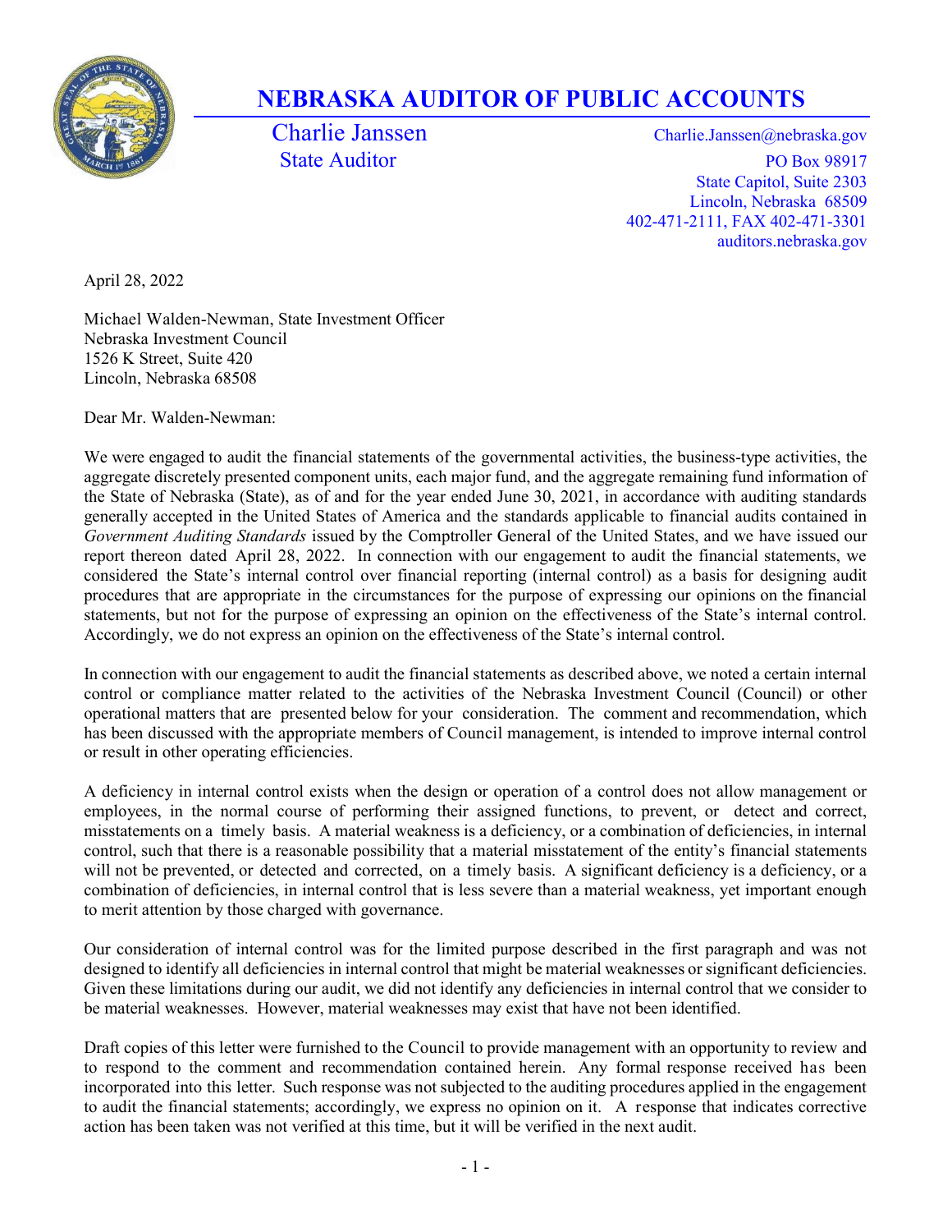# NEBRASKA AUDITOR OF PUBLIC ACCOUNTS

Charlie Janssen
State Auditor

Charlie.Janssen@nebraska.gov
PO Box 98917
State Capitol, Suite 2303
Lincoln, Nebraska 68509
402-471-2111, FAX 402-471-3301
auditors.nebraska.gov

April 28, 2022

Michael Walden-Newman, State Investment Officer
Nebraska Investment Council
1526 K Street, Suite 420
Lincoln, Nebraska 68508

Dear Mr. Walden-Newman:

We were engaged to audit the financial statements of the governmental activities, the business-type activities, the aggregate discretely presented component units, each major fund, and the aggregate remaining fund information of the State of Nebraska (State), as of and for the year ended June 30, 2021, in accordance with auditing standards generally accepted in the United States of America and the standards applicable to financial audits contained in *Government Auditing Standards* issued by the Comptroller General of the United States, and we have issued our report thereon dated April 28, 2022. In connection with our engagement to audit the financial statements, we considered the State's internal control over financial reporting (internal control) as a basis for designing audit procedures that are appropriate in the circumstances for the purpose of expressing our opinions on the financial statements, but not for the purpose of expressing an opinion on the effectiveness of the State's internal control. Accordingly, we do not express an opinion on the effectiveness of the State's internal control.

In connection with our engagement to audit the financial statements as described above, we noted a certain internal control or compliance matter related to the activities of the Nebraska Investment Council (Council) or other operational matters that are presented below for your consideration. The comment and recommendation, which has been discussed with the appropriate members of Council management, is intended to improve internal control or result in other operating efficiencies.

A deficiency in internal control exists when the design or operation of a control does not allow management or employees, in the normal course of performing their assigned functions, to prevent, or detect and correct, misstatements on a timely basis. A material weakness is a deficiency, or a combination of deficiencies, in internal control, such that there is a reasonable possibility that a material misstatement of the entity's financial statements will not be prevented, or detected and corrected, on a timely basis. A significant deficiency is a deficiency, or a combination of deficiencies, in internal control that is less severe than a material weakness, yet important enough to merit attention by those charged with governance.

Our consideration of internal control was for the limited purpose described in the first paragraph and was not designed to identify all deficiencies in internal control that might be material weaknesses or significant deficiencies. Given these limitations during our audit, we did not identify any deficiencies in internal control that we consider to be material weaknesses. However, material weaknesses may exist that have not been identified.

Draft copies of this letter were furnished to the Council to provide management with an opportunity to review and to respond to the comment and recommendation contained herein. Any formal response received has been incorporated into this letter. Such response was not subjected to the auditing procedures applied in the engagement to audit the financial statements; accordingly, we express no opinion on it. A response that indicates corrective action has been taken was not verified at this time, but it will be verified in the next audit.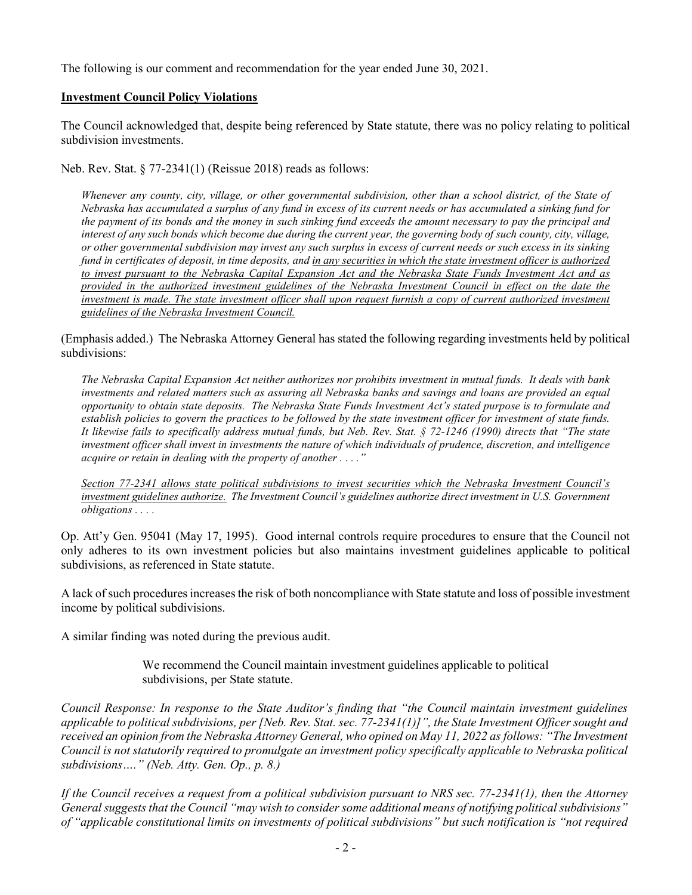The following is our comment and recommendation for the year ended June 30, 2021.

**Investment Council Policy Violations**

The Council acknowledged that, despite being referenced by State statute, there was no policy relating to political subdivision investments.

Neb. Rev. Stat. § 77-2341(1) (Reissue 2018) reads as follows:

> *Whenever any county, city, village, or other governmental subdivision, other than a school district, of the State of Nebraska has accumulated a surplus of any fund in excess of its current needs or has accumulated a sinking fund for the payment of its bonds and the money in such sinking fund exceeds the amount necessary to pay the principal and interest of any such bonds which become due during the current year, the governing body of such county, city, village, or other governmental subdivision may invest any such surplus in excess of current needs or such excess in its sinking fund in certificates of deposit, in time deposits, and <u>in any securities in which the state investment officer is authorized to invest pursuant to the Nebraska Capital Expansion Act and the Nebraska State Funds Investment Act and as provided in the authorized investment guidelines of the Nebraska Investment Council in effect on the date the investment is made. The state investment officer shall upon request furnish a copy of current authorized investment guidelines of the Nebraska Investment Council.</u>*

(Emphasis added.) The Nebraska Attorney General has stated the following regarding investments held by political subdivisions:

> *The Nebraska Capital Expansion Act neither authorizes nor prohibits investment in mutual funds. It deals with bank investments and related matters such as assuring all Nebraska banks and savings and loans are provided an equal opportunity to obtain state deposits. The Nebraska State Funds Investment Act's stated purpose is to formulate and establish policies to govern the practices to be followed by the state investment officer for investment of state funds. It likewise fails to specifically address mutual funds, but Neb. Rev. Stat. § 72-1246 (1990) directs that "The state investment officer shall invest in investments the nature of which individuals of prudence, discretion, and intelligence acquire or retain in dealing with the property of another . . . ."*
>
> *<u>Section 77-2341 allows state political subdivisions to invest securities which the Nebraska Investment Council's investment guidelines authorize.</u> The Investment Council's guidelines authorize direct investment in U.S. Government obligations . . . .*

Op. Att'y Gen. 95041 (May 17, 1995). Good internal controls require procedures to ensure that the Council not only adheres to its own investment policies but also maintains investment guidelines applicable to political subdivisions, as referenced in State statute.

A lack of such procedures increases the risk of both noncompliance with State statute and loss of possible investment income by political subdivisions.

A similar finding was noted during the previous audit.

> We recommend the Council maintain investment guidelines applicable to political subdivisions, per State statute.

*Council Response: In response to the State Auditor's finding that "the Council maintain investment guidelines applicable to political subdivisions, per [Neb. Rev. Stat. sec. 77-2341(1)]", the State Investment Officer sought and received an opinion from the Nebraska Attorney General, who opined on May 11, 2022 as follows: "The Investment Council is not statutorily required to promulgate an investment policy specifically applicable to Nebraska political subdivisions…." (Neb. Atty. Gen. Op., p. 8.)*

*If the Council receives a request from a political subdivision pursuant to NRS sec. 77-2341(1), then the Attorney General suggests that the Council "may wish to consider some additional means of notifying political subdivisions" of "applicable constitutional limits on investments of political subdivisions" but such notification is "not required*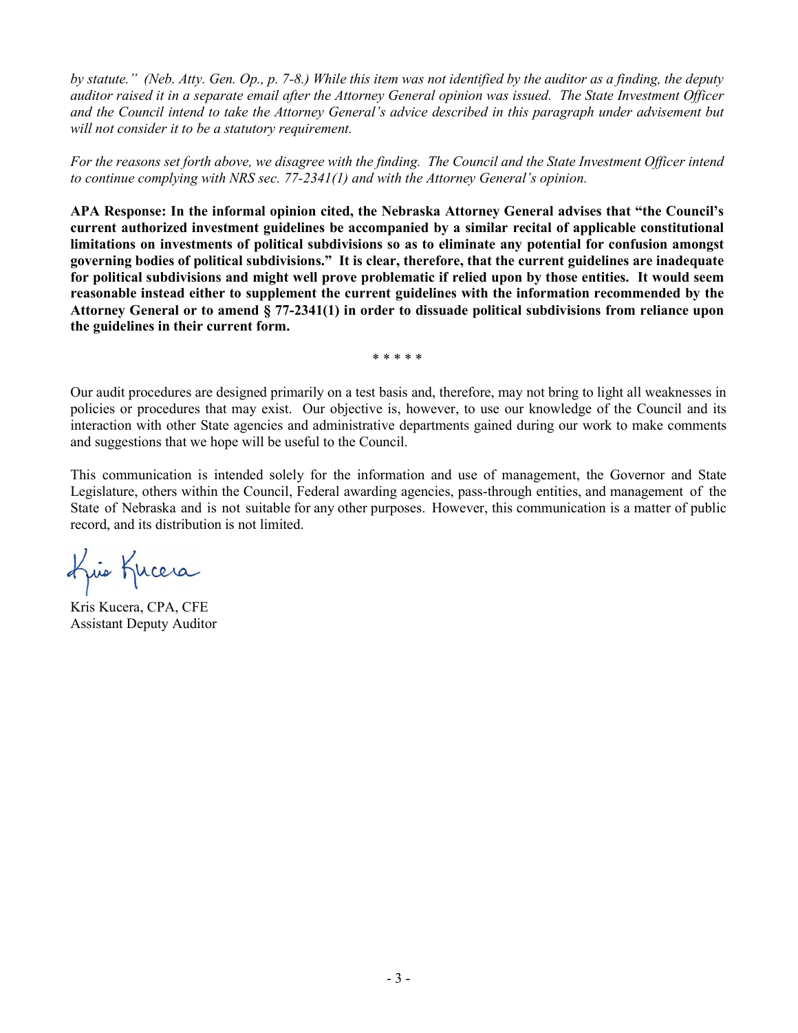*by statute." (Neb. Atty. Gen. Op., p. 7-8.) While this item was not identified by the auditor as a finding, the deputy auditor raised it in a separate email after the Attorney General opinion was issued. The State Investment Officer and the Council intend to take the Attorney General's advice described in this paragraph under advisement but will not consider it to be a statutory requirement.*

*For the reasons set forth above, we disagree with the finding. The Council and the State Investment Officer intend to continue complying with NRS sec. 77-2341(1) and with the Attorney General's opinion.*

**APA Response: In the informal opinion cited, the Nebraska Attorney General advises that "the Council's current authorized investment guidelines be accompanied by a similar recital of applicable constitutional limitations on investments of political subdivisions so as to eliminate any potential for confusion amongst governing bodies of political subdivisions." It is clear, therefore, that the current guidelines are inadequate for political subdivisions and might well prove problematic if relied upon by those entities. It would seem reasonable instead either to supplement the current guidelines with the information recommended by the Attorney General or to amend § 77-2341(1) in order to dissuade political subdivisions from reliance upon the guidelines in their current form.**

\* \* \* \* \*

Our audit procedures are designed primarily on a test basis and, therefore, may not bring to light all weaknesses in policies or procedures that may exist. Our objective is, however, to use our knowledge of the Council and its interaction with other State agencies and administrative departments gained during our work to make comments and suggestions that we hope will be useful to the Council.

This communication is intended solely for the information and use of management, the Governor and State Legislature, others within the Council, Federal awarding agencies, pass-through entities, and management of the State of Nebraska and is not suitable for any other purposes. However, this communication is a matter of public record, and its distribution is not limited.

Kris Kucera

Kris Kucera, CPA, CFE
Assistant Deputy Auditor